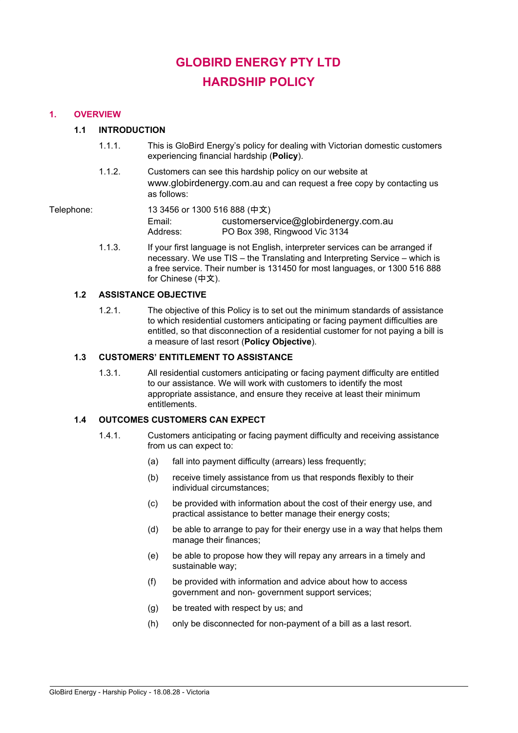# GLOBIRD ENERGY PTY LTD
# HARDSHIP POLICY

## 1. OVERVIEW

### 1.1 INTRODUCTION

1.1.1. This is GloBird Energy's policy for dealing with Victorian domestic customers experiencing financial hardship (**Policy**).

1.1.2. Customers can see this hardship policy on our website at www.globirdenergy.com.au and can request a free copy by contacting us as follows:

Telephone: 13 3456 or 1300 516 888 (中文)
Email: customerservice@globirdenergy.com.au
Address: PO Box 398, Ringwood Vic 3134

1.1.3. If your first language is not English, interpreter services can be arranged if necessary. We use TIS – the Translating and Interpreting Service – which is a free service. Their number is 131450 for most languages, or 1300 516 888 for Chinese (中文).

### 1.2 ASSISTANCE OBJECTIVE

1.2.1. The objective of this Policy is to set out the minimum standards of assistance to which residential customers anticipating or facing payment difficulties are entitled, so that disconnection of a residential customer for not paying a bill is a measure of last resort (**Policy Objective**).

### 1.3 CUSTOMERS' ENTITLEMENT TO ASSISTANCE

1.3.1. All residential customers anticipating or facing payment difficulty are entitled to our assistance. We will work with customers to identify the most appropriate assistance, and ensure they receive at least their minimum entitlements.

### 1.4 OUTCOMES CUSTOMERS CAN EXPECT

1.4.1. Customers anticipating or facing payment difficulty and receiving assistance from us can expect to:

(a) fall into payment difficulty (arrears) less frequently;

(b) receive timely assistance from us that responds flexibly to their individual circumstances;

(c) be provided with information about the cost of their energy use, and practical assistance to better manage their energy costs;

(d) be able to arrange to pay for their energy use in a way that helps them manage their finances;

(e) be able to propose how they will repay any arrears in a timely and sustainable way;

(f) be provided with information and advice about how to access government and non- government support services;

(g) be treated with respect by us; and

(h) only be disconnected for non-payment of a bill as a last resort.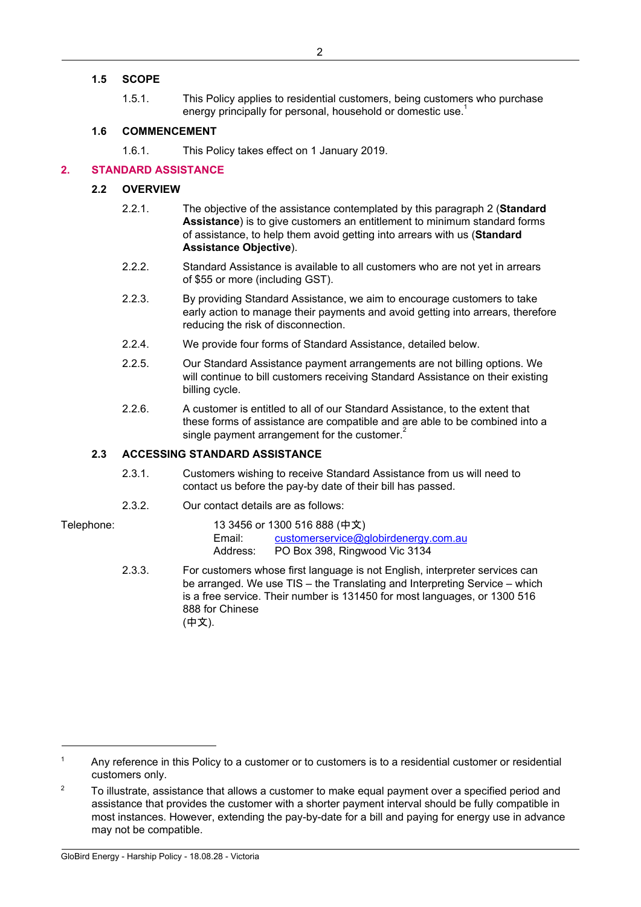### 1.5 SCOPE

1.5.1. This Policy applies to residential customers, being customers who purchase energy principally for personal, household or domestic use.[1]

### 1.6 COMMENCEMENT

1.6.1. This Policy takes effect on 1 January 2019.

## 2. STANDARD ASSISTANCE

### 2.2 OVERVIEW

2.2.1. The objective of the assistance contemplated by this paragraph 2 (**Standard Assistance**) is to give customers an entitlement to minimum standard forms of assistance, to help them avoid getting into arrears with us (**Standard Assistance Objective**).

2.2.2. Standard Assistance is available to all customers who are not yet in arrears of $55 or more (including GST).

2.2.3. By providing Standard Assistance, we aim to encourage customers to take early action to manage their payments and avoid getting into arrears, therefore reducing the risk of disconnection.

2.2.4. We provide four forms of Standard Assistance, detailed below.

2.2.5. Our Standard Assistance payment arrangements are not billing options. We will continue to bill customers receiving Standard Assistance on their existing billing cycle.

2.2.6. A customer is entitled to all of our Standard Assistance, to the extent that these forms of assistance are compatible and are able to be combined into a single payment arrangement for the customer.[2]

### 2.3 ACCESSING STANDARD ASSISTANCE

2.3.1. Customers wishing to receive Standard Assistance from us will need to contact us before the pay-by date of their bill has passed.

2.3.2. Our contact details are as follows:

Telephone: 13 3456 or 1300 516 888 (中文)
Email: customerservice@globirdenergy.com.au
Address: PO Box 398, Ringwood Vic 3134

2.3.3. For customers whose first language is not English, interpreter services can be arranged. We use TIS – the Translating and Interpreting Service – which is a free service. Their number is 131450 for most languages, or 1300 516 888 for Chinese (中文).

---

[1] Any reference in this Policy to a customer or to customers is to a residential customer or residential customers only.

[2] To illustrate, assistance that allows a customer to make equal payment over a specified period and assistance that provides the customer with a shorter payment interval should be fully compatible in most instances. However, extending the pay-by-date for a bill and paying for energy use in advance may not be compatible.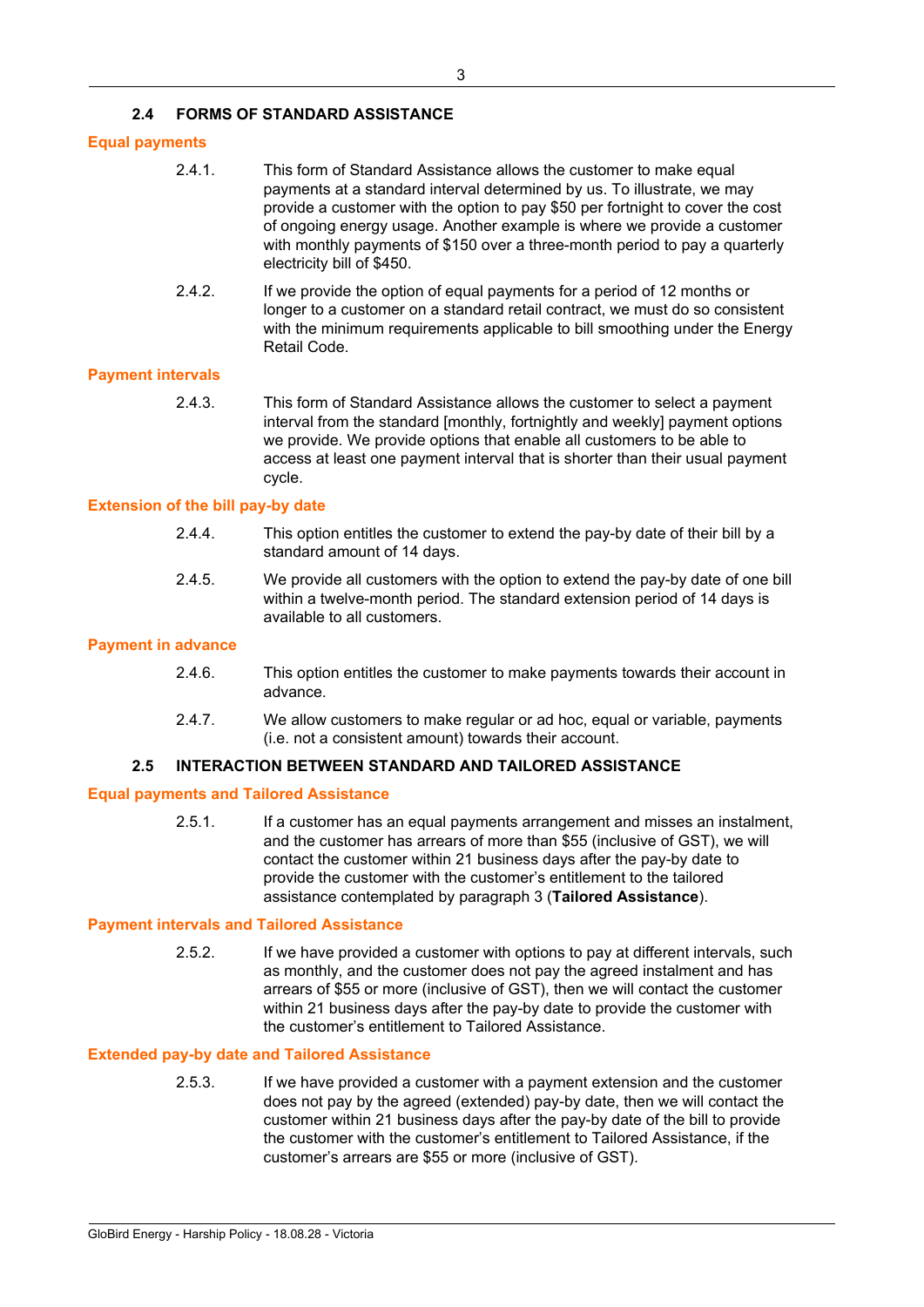### 2.4 FORMS OF STANDARD ASSISTANCE

#### Equal payments

2.4.1. This form of Standard Assistance allows the customer to make equal payments at a standard interval determined by us. To illustrate, we may provide a customer with the option to pay $50 per fortnight to cover the cost of ongoing energy usage. Another example is where we provide a customer with monthly payments of $150 over a three-month period to pay a quarterly electricity bill of $450.

2.4.2. If we provide the option of equal payments for a period of 12 months or longer to a customer on a standard retail contract, we must do so consistent with the minimum requirements applicable to bill smoothing under the Energy Retail Code.

#### Payment intervals

2.4.3. This form of Standard Assistance allows the customer to select a payment interval from the standard [monthly, fortnightly and weekly] payment options we provide. We provide options that enable all customers to be able to access at least one payment interval that is shorter than their usual payment cycle.

#### Extension of the bill pay-by date

2.4.4. This option entitles the customer to extend the pay-by date of their bill by a standard amount of 14 days.

2.4.5. We provide all customers with the option to extend the pay-by date of one bill within a twelve-month period. The standard extension period of 14 days is available to all customers.

#### Payment in advance

2.4.6. This option entitles the customer to make payments towards their account in advance.

2.4.7. We allow customers to make regular or ad hoc, equal or variable, payments (i.e. not a consistent amount) towards their account.

### 2.5 INTERACTION BETWEEN STANDARD AND TAILORED ASSISTANCE

#### Equal payments and Tailored Assistance

2.5.1. If a customer has an equal payments arrangement and misses an instalment, and the customer has arrears of more than $55 (inclusive of GST), we will contact the customer within 21 business days after the pay-by date to provide the customer with the customer's entitlement to the tailored assistance contemplated by paragraph 3 (**Tailored Assistance**).

#### Payment intervals and Tailored Assistance

2.5.2. If we have provided a customer with options to pay at different intervals, such as monthly, and the customer does not pay the agreed instalment and has arrears of $55 or more (inclusive of GST), then we will contact the customer within 21 business days after the pay-by date to provide the customer with the customer's entitlement to Tailored Assistance.

#### Extended pay-by date and Tailored Assistance

2.5.3. If we have provided a customer with a payment extension and the customer does not pay by the agreed (extended) pay-by date, then we will contact the customer within 21 business days after the pay-by date of the bill to provide the customer with the customer's entitlement to Tailored Assistance, if the customer's arrears are $55 or more (inclusive of GST).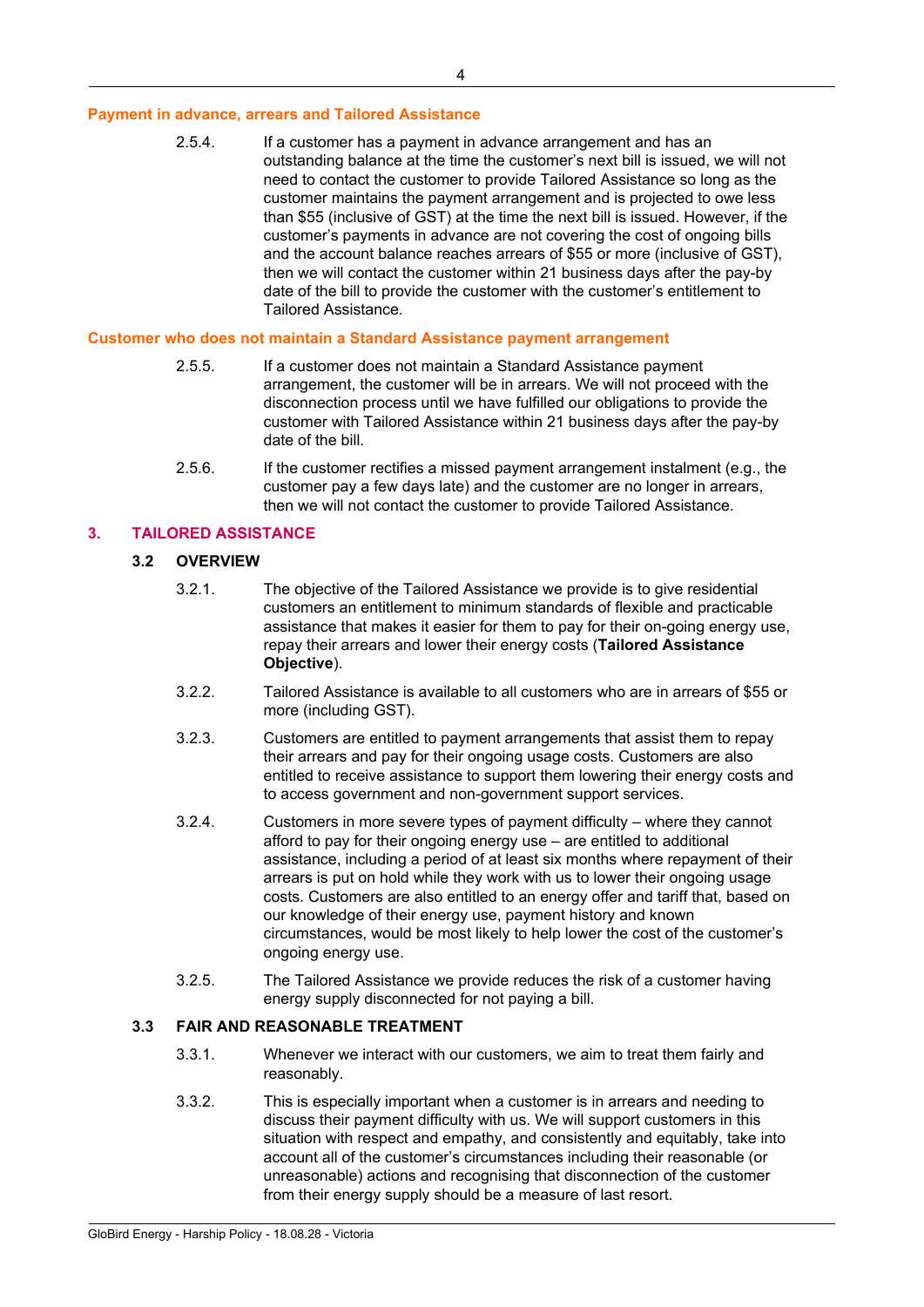### Payment in advance, arrears and Tailored Assistance

2.5.4. If a customer has a payment in advance arrangement and has an outstanding balance at the time the customer's next bill is issued, we will not need to contact the customer to provide Tailored Assistance so long as the customer maintains the payment arrangement and is projected to owe less than $55 (inclusive of GST) at the time the next bill is issued. However, if the customer's payments in advance are not covering the cost of ongoing bills and the account balance reaches arrears of $55 or more (inclusive of GST), then we will contact the customer within 21 business days after the pay-by date of the bill to provide the customer with the customer's entitlement to Tailored Assistance.

### Customer who does not maintain a Standard Assistance payment arrangement

2.5.5. If a customer does not maintain a Standard Assistance payment arrangement, the customer will be in arrears. We will not proceed with the disconnection process until we have fulfilled our obligations to provide the customer with Tailored Assistance within 21 business days after the pay-by date of the bill.

2.5.6. If the customer rectifies a missed payment arrangement instalment (e.g., the customer pay a few days late) and the customer are no longer in arrears, then we will not contact the customer to provide Tailored Assistance.

## 3. TAILORED ASSISTANCE

### 3.2 OVERVIEW

3.2.1. The objective of the Tailored Assistance we provide is to give residential customers an entitlement to minimum standards of flexible and practicable assistance that makes it easier for them to pay for their on-going energy use, repay their arrears and lower their energy costs (**Tailored Assistance Objective**).

3.2.2. Tailored Assistance is available to all customers who are in arrears of $55 or more (including GST).

3.2.3. Customers are entitled to payment arrangements that assist them to repay their arrears and pay for their ongoing usage costs. Customers are also entitled to receive assistance to support them lowering their energy costs and to access government and non-government support services.

3.2.4. Customers in more severe types of payment difficulty – where they cannot afford to pay for their ongoing energy use – are entitled to additional assistance, including a period of at least six months where repayment of their arrears is put on hold while they work with us to lower their ongoing usage costs. Customers are also entitled to an energy offer and tariff that, based on our knowledge of their energy use, payment history and known circumstances, would be most likely to help lower the cost of the customer's ongoing energy use.

3.2.5. The Tailored Assistance we provide reduces the risk of a customer having energy supply disconnected for not paying a bill.

### 3.3 FAIR AND REASONABLE TREATMENT

3.3.1. Whenever we interact with our customers, we aim to treat them fairly and reasonably.

3.3.2. This is especially important when a customer is in arrears and needing to discuss their payment difficulty with us. We will support customers in this situation with respect and empathy, and consistently and equitably, take into account all of the customer's circumstances including their reasonable (or unreasonable) actions and recognising that disconnection of the customer from their energy supply should be a measure of last resort.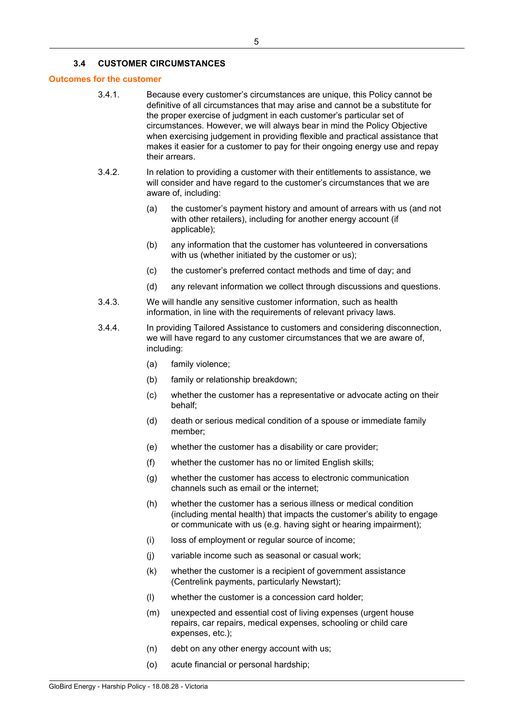### 3.4 CUSTOMER CIRCUMSTANCES

**Outcomes for the customer**

3.4.1. Because every customer's circumstances are unique, this Policy cannot be definitive of all circumstances that may arise and cannot be a substitute for the proper exercise of judgment in each customer's particular set of circumstances. However, we will always bear in mind the Policy Objective when exercising judgement in providing flexible and practical assistance that makes it easier for a customer to pay for their ongoing energy use and repay their arrears.

3.4.2. In relation to providing a customer with their entitlements to assistance, we will consider and have regard to the customer's circumstances that we are aware of, including:

- (a) the customer's payment history and amount of arrears with us (and not with other retailers), including for another energy account (if applicable);
- (b) any information that the customer has volunteered in conversations with us (whether initiated by the customer or us);
- (c) the customer's preferred contact methods and time of day; and
- (d) any relevant information we collect through discussions and questions.

3.4.3. We will handle any sensitive customer information, such as health information, in line with the requirements of relevant privacy laws.

3.4.4. In providing Tailored Assistance to customers and considering disconnection, we will have regard to any customer circumstances that we are aware of, including:

- (a) family violence;
- (b) family or relationship breakdown;
- (c) whether the customer has a representative or advocate acting on their behalf;
- (d) death or serious medical condition of a spouse or immediate family member;
- (e) whether the customer has a disability or care provider;
- (f) whether the customer has no or limited English skills;
- (g) whether the customer has access to electronic communication channels such as email or the internet;
- (h) whether the customer has a serious illness or medical condition (including mental health) that impacts the customer's ability to engage or communicate with us (e.g. having sight or hearing impairment);
- (i) loss of employment or regular source of income;
- (j) variable income such as seasonal or casual work;
- (k) whether the customer is a recipient of government assistance (Centrelink payments, particularly Newstart);
- (l) whether the customer is a concession card holder;
- (m) unexpected and essential cost of living expenses (urgent house repairs, car repairs, medical expenses, schooling or child care expenses, etc.);
- (n) debt on any other energy account with us;
- (o) acute financial or personal hardship;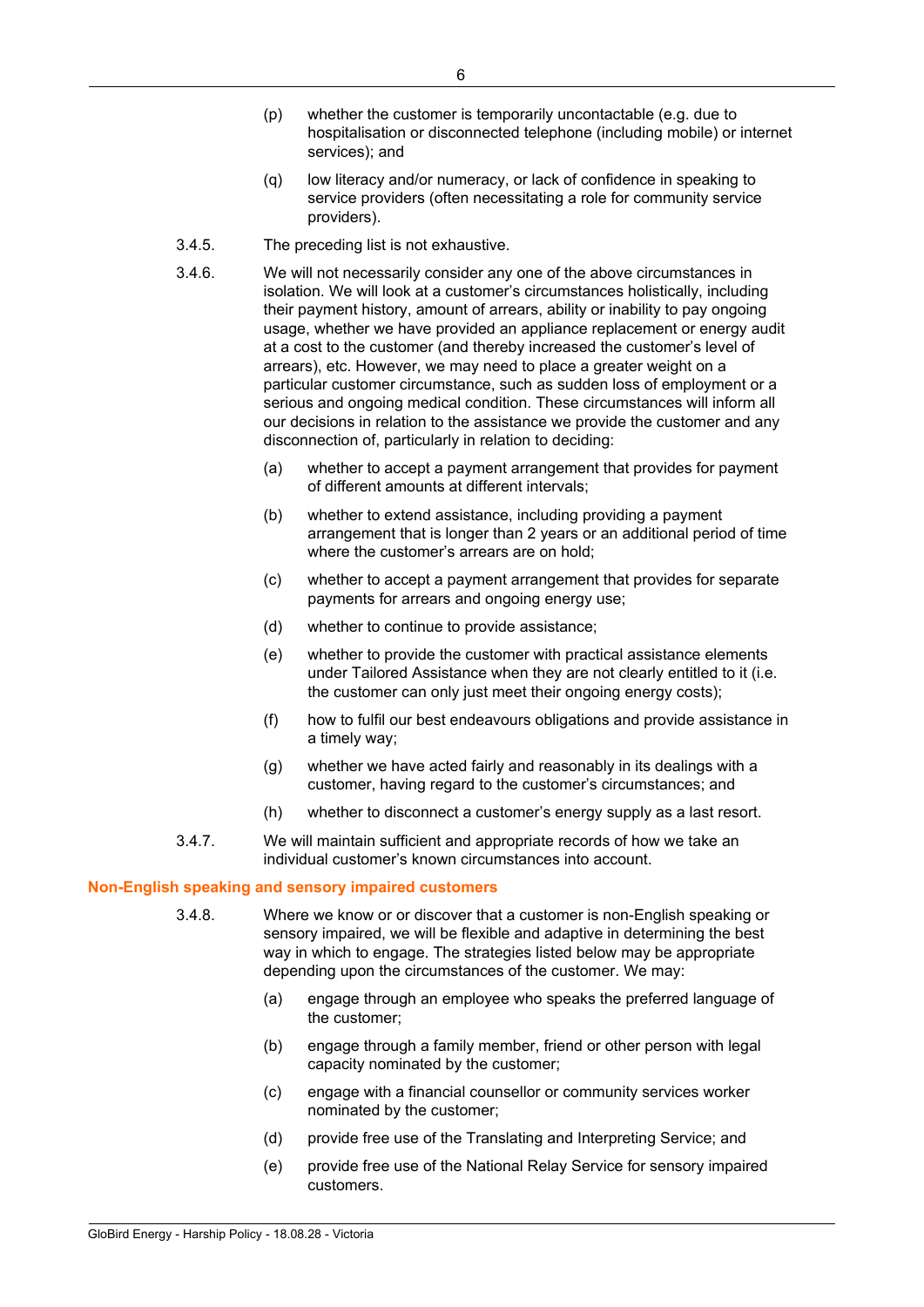(p) whether the customer is temporarily uncontactable (e.g. due to hospitalisation or disconnected telephone (including mobile) or internet services); and

(q) low literacy and/or numeracy, or lack of confidence in speaking to service providers (often necessitating a role for community service providers).

3.4.5. The preceding list is not exhaustive.

3.4.6. We will not necessarily consider any one of the above circumstances in isolation. We will look at a customer's circumstances holistically, including their payment history, amount of arrears, ability or inability to pay ongoing usage, whether we have provided an appliance replacement or energy audit at a cost to the customer (and thereby increased the customer's level of arrears), etc. However, we may need to place a greater weight on a particular customer circumstance, such as sudden loss of employment or a serious and ongoing medical condition. These circumstances will inform all our decisions in relation to the assistance we provide the customer and any disconnection of, particularly in relation to deciding:

(a) whether to accept a payment arrangement that provides for payment of different amounts at different intervals;

(b) whether to extend assistance, including providing a payment arrangement that is longer than 2 years or an additional period of time where the customer's arrears are on hold;

(c) whether to accept a payment arrangement that provides for separate payments for arrears and ongoing energy use;

(d) whether to continue to provide assistance;

(e) whether to provide the customer with practical assistance elements under Tailored Assistance when they are not clearly entitled to it (i.e. the customer can only just meet their ongoing energy costs);

(f) how to fulfil our best endeavours obligations and provide assistance in a timely way;

(g) whether we have acted fairly and reasonably in its dealings with a customer, having regard to the customer's circumstances; and

(h) whether to disconnect a customer's energy supply as a last resort.

3.4.7. We will maintain sufficient and appropriate records of how we take an individual customer's known circumstances into account.

## Non-English speaking and sensory impaired customers

3.4.8. Where we know or or discover that a customer is non-English speaking or sensory impaired, we will be flexible and adaptive in determining the best way in which to engage. The strategies listed below may be appropriate depending upon the circumstances of the customer. We may:

(a) engage through an employee who speaks the preferred language of the customer;

(b) engage through a family member, friend or other person with legal capacity nominated by the customer;

(c) engage with a financial counsellor or community services worker nominated by the customer;

(d) provide free use of the Translating and Interpreting Service; and

(e) provide free use of the National Relay Service for sensory impaired customers.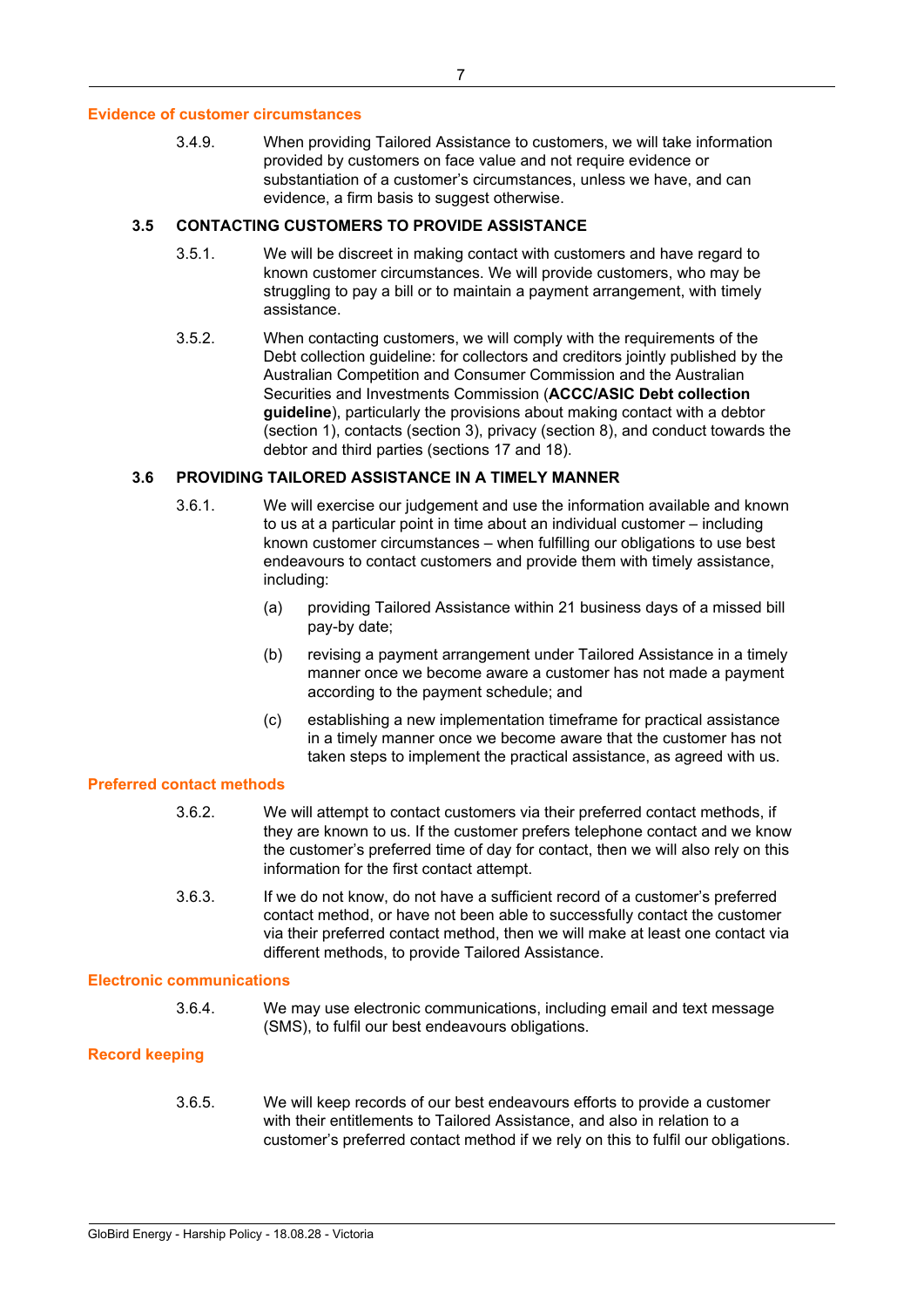#### Evidence of customer circumstances

3.4.9. When providing Tailored Assistance to customers, we will take information provided by customers on face value and not require evidence or substantiation of a customer's circumstances, unless we have, and can evidence, a firm basis to suggest otherwise.

### 3.5 CONTACTING CUSTOMERS TO PROVIDE ASSISTANCE

3.5.1. We will be discreet in making contact with customers and have regard to known customer circumstances. We will provide customers, who may be struggling to pay a bill or to maintain a payment arrangement, with timely assistance.

3.5.2. When contacting customers, we will comply with the requirements of the Debt collection guideline: for collectors and creditors jointly published by the Australian Competition and Consumer Commission and the Australian Securities and Investments Commission (**ACCC/ASIC Debt collection guideline**), particularly the provisions about making contact with a debtor (section 1), contacts (section 3), privacy (section 8), and conduct towards the debtor and third parties (sections 17 and 18).

### 3.6 PROVIDING TAILORED ASSISTANCE IN A TIMELY MANNER

3.6.1. We will exercise our judgement and use the information available and known to us at a particular point in time about an individual customer – including known customer circumstances – when fulfilling our obligations to use best endeavours to contact customers and provide them with timely assistance, including:

(a) providing Tailored Assistance within 21 business days of a missed bill pay-by date;

(b) revising a payment arrangement under Tailored Assistance in a timely manner once we become aware a customer has not made a payment according to the payment schedule; and

(c) establishing a new implementation timeframe for practical assistance in a timely manner once we become aware that the customer has not taken steps to implement the practical assistance, as agreed with us.

#### Preferred contact methods

3.6.2. We will attempt to contact customers via their preferred contact methods, if they are known to us. If the customer prefers telephone contact and we know the customer's preferred time of day for contact, then we will also rely on this information for the first contact attempt.

3.6.3. If we do not know, do not have a sufficient record of a customer's preferred contact method, or have not been able to successfully contact the customer via their preferred contact method, then we will make at least one contact via different methods, to provide Tailored Assistance.

#### Electronic communications

3.6.4. We may use electronic communications, including email and text message (SMS), to fulfil our best endeavours obligations.

#### Record keeping

3.6.5. We will keep records of our best endeavours efforts to provide a customer with their entitlements to Tailored Assistance, and also in relation to a customer's preferred contact method if we rely on this to fulfil our obligations.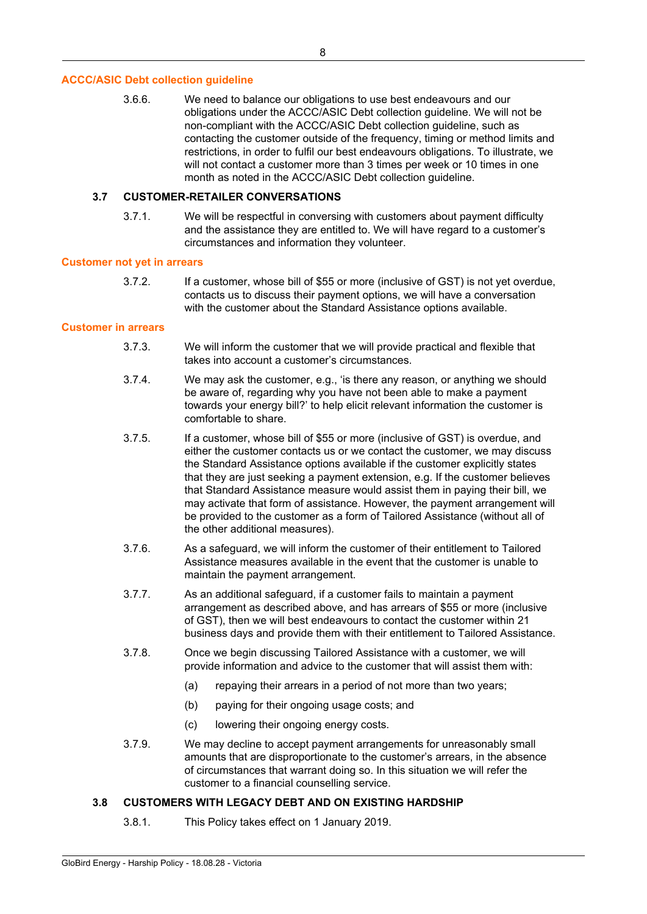### ACCC/ASIC Debt collection guideline

3.6.6. We need to balance our obligations to use best endeavours and our obligations under the ACCC/ASIC Debt collection guideline. We will not be non-compliant with the ACCC/ASIC Debt collection guideline, such as contacting the customer outside of the frequency, timing or method limits and restrictions, in order to fulfil our best endeavours obligations. To illustrate, we will not contact a customer more than 3 times per week or 10 times in one month as noted in the ACCC/ASIC Debt collection guideline.

## 3.7 CUSTOMER-RETAILER CONVERSATIONS

3.7.1. We will be respectful in conversing with customers about payment difficulty and the assistance they are entitled to. We will have regard to a customer's circumstances and information they volunteer.

### Customer not yet in arrears

3.7.2. If a customer, whose bill of $55 or more (inclusive of GST) is not yet overdue, contacts us to discuss their payment options, we will have a conversation with the customer about the Standard Assistance options available.

### Customer in arrears

3.7.3. We will inform the customer that we will provide practical and flexible that takes into account a customer's circumstances.

3.7.4. We may ask the customer, e.g., 'is there any reason, or anything we should be aware of, regarding why you have not been able to make a payment towards your energy bill?' to help elicit relevant information the customer is comfortable to share.

3.7.5. If a customer, whose bill of $55 or more (inclusive of GST) is overdue, and either the customer contacts us or we contact the customer, we may discuss the Standard Assistance options available if the customer explicitly states that they are just seeking a payment extension, e.g. If the customer believes that Standard Assistance measure would assist them in paying their bill, we may activate that form of assistance. However, the payment arrangement will be provided to the customer as a form of Tailored Assistance (without all of the other additional measures).

3.7.6. As a safeguard, we will inform the customer of their entitlement to Tailored Assistance measures available in the event that the customer is unable to maintain the payment arrangement.

3.7.7. As an additional safeguard, if a customer fails to maintain a payment arrangement as described above, and has arrears of $55 or more (inclusive of GST), then we will best endeavours to contact the customer within 21 business days and provide them with their entitlement to Tailored Assistance.

3.7.8. Once we begin discussing Tailored Assistance with a customer, we will provide information and advice to the customer that will assist them with:

(a) repaying their arrears in a period of not more than two years;

(b) paying for their ongoing usage costs; and

(c) lowering their ongoing energy costs.

3.7.9. We may decline to accept payment arrangements for unreasonably small amounts that are disproportionate to the customer's arrears, in the absence of circumstances that warrant doing so. In this situation we will refer the customer to a financial counselling service.

## 3.8 CUSTOMERS WITH LEGACY DEBT AND ON EXISTING HARDSHIP

3.8.1. This Policy takes effect on 1 January 2019.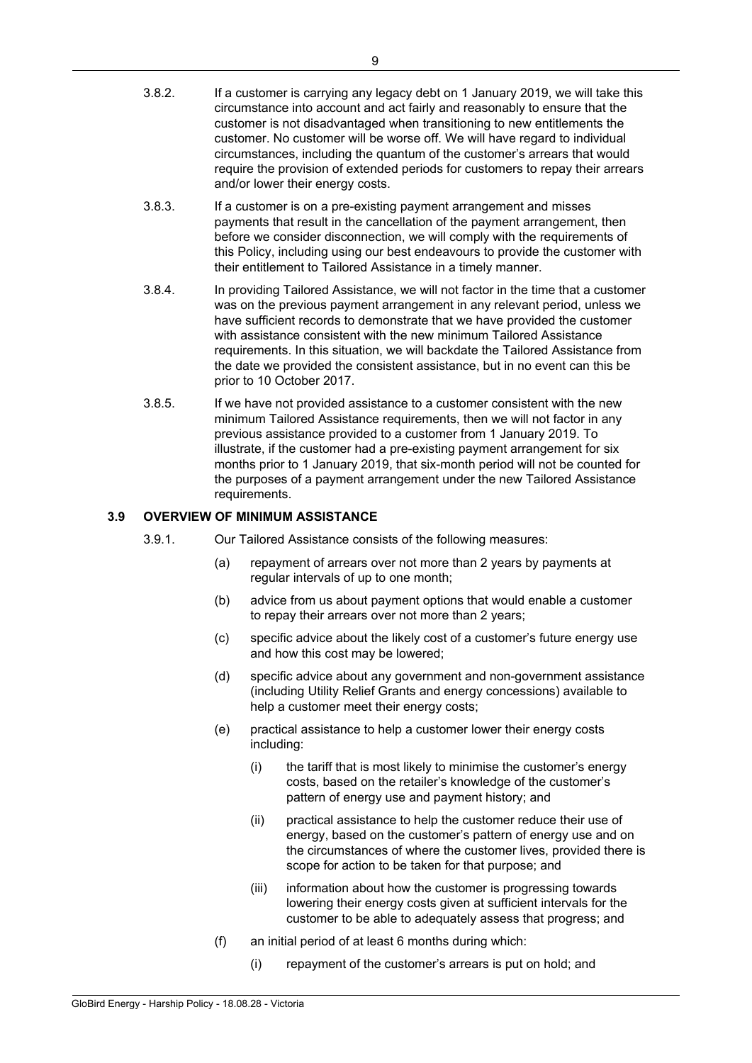3.8.2. If a customer is carrying any legacy debt on 1 January 2019, we will take this circumstance into account and act fairly and reasonably to ensure that the customer is not disadvantaged when transitioning to new entitlements the customer. No customer will be worse off. We will have regard to individual circumstances, including the quantum of the customer's arrears that would require the provision of extended periods for customers to repay their arrears and/or lower their energy costs.

3.8.3. If a customer is on a pre-existing payment arrangement and misses payments that result in the cancellation of the payment arrangement, then before we consider disconnection, we will comply with the requirements of this Policy, including using our best endeavours to provide the customer with their entitlement to Tailored Assistance in a timely manner.

3.8.4. In providing Tailored Assistance, we will not factor in the time that a customer was on the previous payment arrangement in any relevant period, unless we have sufficient records to demonstrate that we have provided the customer with assistance consistent with the new minimum Tailored Assistance requirements. In this situation, we will backdate the Tailored Assistance from the date we provided the consistent assistance, but in no event can this be prior to 10 October 2017.

3.8.5. If we have not provided assistance to a customer consistent with the new minimum Tailored Assistance requirements, then we will not factor in any previous assistance provided to a customer from 1 January 2019. To illustrate, if the customer had a pre-existing payment arrangement for six months prior to 1 January 2019, that six-month period will not be counted for the purposes of a payment arrangement under the new Tailored Assistance requirements.

### 3.9 OVERVIEW OF MINIMUM ASSISTANCE

3.9.1. Our Tailored Assistance consists of the following measures:

(a) repayment of arrears over not more than 2 years by payments at regular intervals of up to one month;

(b) advice from us about payment options that would enable a customer to repay their arrears over not more than 2 years;

(c) specific advice about the likely cost of a customer's future energy use and how this cost may be lowered;

(d) specific advice about any government and non-government assistance (including Utility Relief Grants and energy concessions) available to help a customer meet their energy costs;

(e) practical assistance to help a customer lower their energy costs including:

(i) the tariff that is most likely to minimise the customer's energy costs, based on the retailer's knowledge of the customer's pattern of energy use and payment history; and

(ii) practical assistance to help the customer reduce their use of energy, based on the customer's pattern of energy use and on the circumstances of where the customer lives, provided there is scope for action to be taken for that purpose; and

(iii) information about how the customer is progressing towards lowering their energy costs given at sufficient intervals for the customer to be able to adequately assess that progress; and

(f) an initial period of at least 6 months during which:

(i) repayment of the customer's arrears is put on hold; and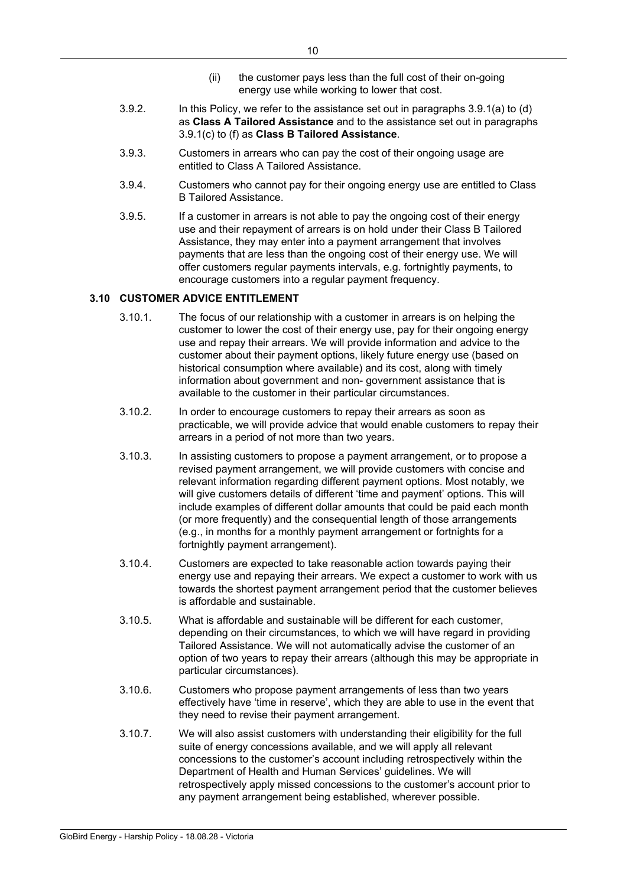(ii) the customer pays less than the full cost of their on-going energy use while working to lower that cost.

3.9.2. In this Policy, we refer to the assistance set out in paragraphs 3.9.1(a) to (d) as **Class A Tailored Assistance** and to the assistance set out in paragraphs 3.9.1(c) to (f) as **Class B Tailored Assistance**.

3.9.3. Customers in arrears who can pay the cost of their ongoing usage are entitled to Class A Tailored Assistance.

3.9.4. Customers who cannot pay for their ongoing energy use are entitled to Class B Tailored Assistance.

3.9.5. If a customer in arrears is not able to pay the ongoing cost of their energy use and their repayment of arrears is on hold under their Class B Tailored Assistance, they may enter into a payment arrangement that involves payments that are less than the ongoing cost of their energy use. We will offer customers regular payments intervals, e.g. fortnightly payments, to encourage customers into a regular payment frequency.

### 3.10 CUSTOMER ADVICE ENTITLEMENT

3.10.1. The focus of our relationship with a customer in arrears is on helping the customer to lower the cost of their energy use, pay for their ongoing energy use and repay their arrears. We will provide information and advice to the customer about their payment options, likely future energy use (based on historical consumption where available) and its cost, along with timely information about government and non- government assistance that is available to the customer in their particular circumstances.

3.10.2. In order to encourage customers to repay their arrears as soon as practicable, we will provide advice that would enable customers to repay their arrears in a period of not more than two years.

3.10.3. In assisting customers to propose a payment arrangement, or to propose a revised payment arrangement, we will provide customers with concise and relevant information regarding different payment options. Most notably, we will give customers details of different 'time and payment' options. This will include examples of different dollar amounts that could be paid each month (or more frequently) and the consequential length of those arrangements (e.g., in months for a monthly payment arrangement or fortnights for a fortnightly payment arrangement).

3.10.4. Customers are expected to take reasonable action towards paying their energy use and repaying their arrears. We expect a customer to work with us towards the shortest payment arrangement period that the customer believes is affordable and sustainable.

3.10.5. What is affordable and sustainable will be different for each customer, depending on their circumstances, to which we will have regard in providing Tailored Assistance. We will not automatically advise the customer of an option of two years to repay their arrears (although this may be appropriate in particular circumstances).

3.10.6. Customers who propose payment arrangements of less than two years effectively have 'time in reserve', which they are able to use in the event that they need to revise their payment arrangement.

3.10.7. We will also assist customers with understanding their eligibility for the full suite of energy concessions available, and we will apply all relevant concessions to the customer's account including retrospectively within the Department of Health and Human Services' guidelines. We will retrospectively apply missed concessions to the customer's account prior to any payment arrangement being established, wherever possible.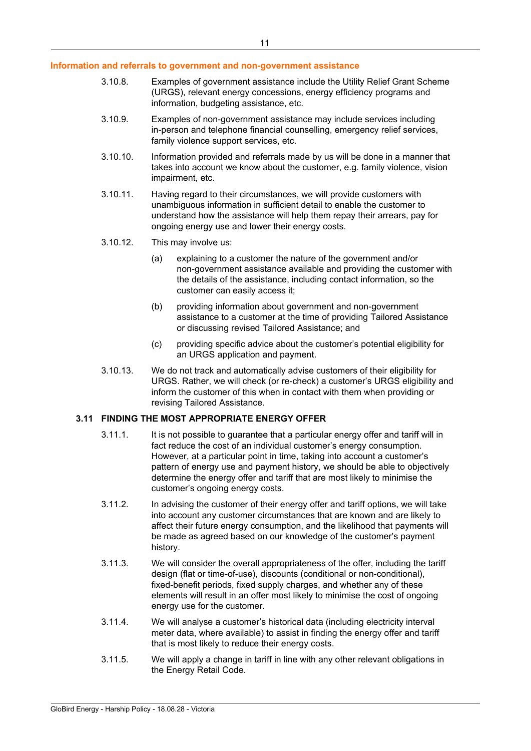### Information and referrals to government and non-government assistance

3.10.8. Examples of government assistance include the Utility Relief Grant Scheme (URGS), relevant energy concessions, energy efficiency programs and information, budgeting assistance, etc.

3.10.9. Examples of non-government assistance may include services including in-person and telephone financial counselling, emergency relief services, family violence support services, etc.

3.10.10. Information provided and referrals made by us will be done in a manner that takes into account we know about the customer, e.g. family violence, vision impairment, etc.

3.10.11. Having regard to their circumstances, we will provide customers with unambiguous information in sufficient detail to enable the customer to understand how the assistance will help them repay their arrears, pay for ongoing energy use and lower their energy costs.

3.10.12. This may involve us:

(a) explaining to a customer the nature of the government and/or non-government assistance available and providing the customer with the details of the assistance, including contact information, so the customer can easily access it;

(b) providing information about government and non-government assistance to a customer at the time of providing Tailored Assistance or discussing revised Tailored Assistance; and

(c) providing specific advice about the customer's potential eligibility for an URGS application and payment.

3.10.13. We do not track and automatically advise customers of their eligibility for URGS. Rather, we will check (or re-check) a customer's URGS eligibility and inform the customer of this when in contact with them when providing or revising Tailored Assistance.

## 3.11 FINDING THE MOST APPROPRIATE ENERGY OFFER

3.11.1. It is not possible to guarantee that a particular energy offer and tariff will in fact reduce the cost of an individual customer's energy consumption. However, at a particular point in time, taking into account a customer's pattern of energy use and payment history, we should be able to objectively determine the energy offer and tariff that are most likely to minimise the customer's ongoing energy costs.

3.11.2. In advising the customer of their energy offer and tariff options, we will take into account any customer circumstances that are known and are likely to affect their future energy consumption, and the likelihood that payments will be made as agreed based on our knowledge of the customer's payment history.

3.11.3. We will consider the overall appropriateness of the offer, including the tariff design (flat or time-of-use), discounts (conditional or non-conditional), fixed-benefit periods, fixed supply charges, and whether any of these elements will result in an offer most likely to minimise the cost of ongoing energy use for the customer.

3.11.4. We will analyse a customer's historical data (including electricity interval meter data, where available) to assist in finding the energy offer and tariff that is most likely to reduce their energy costs.

3.11.5. We will apply a change in tariff in line with any other relevant obligations in the Energy Retail Code.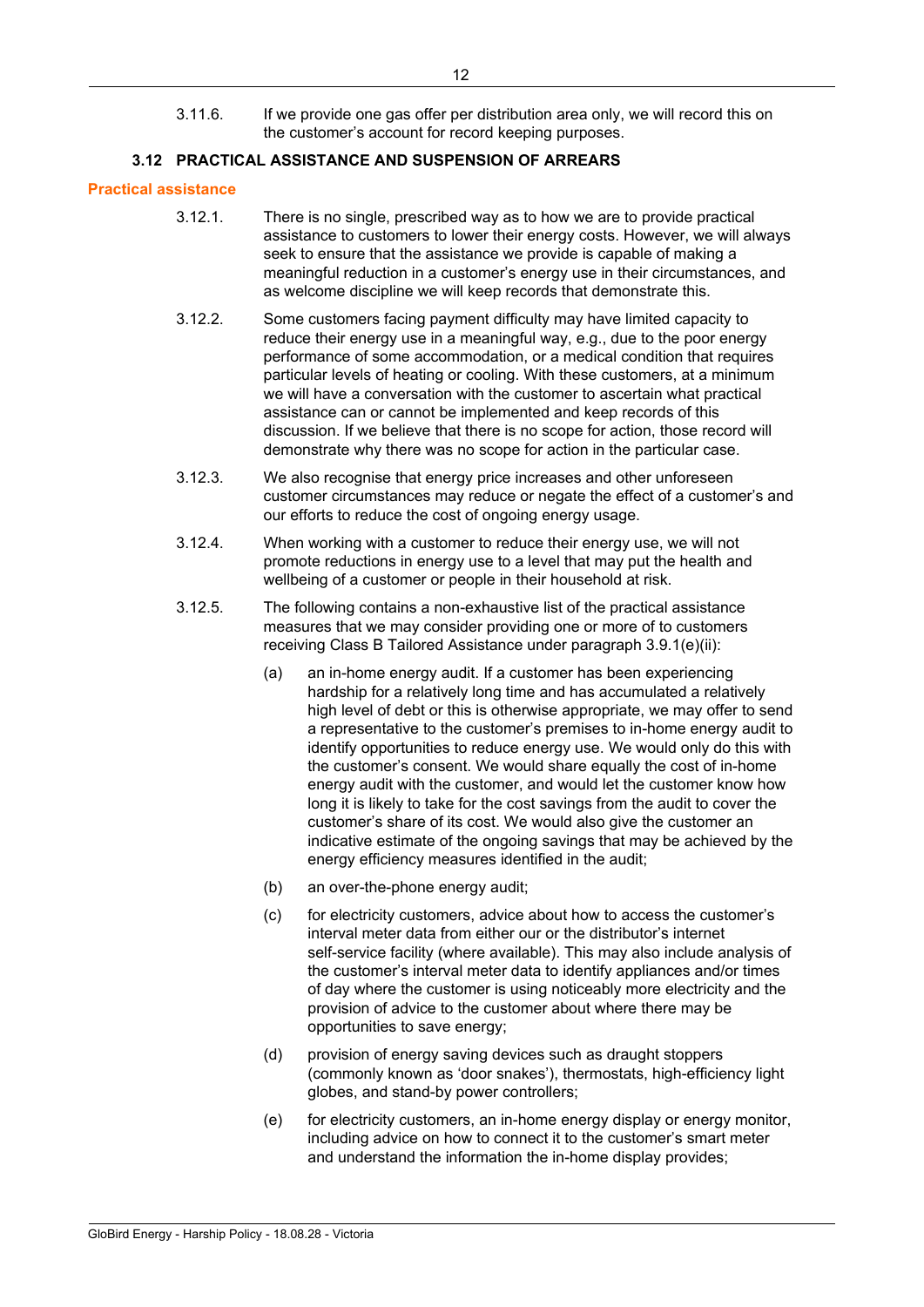3.11.6. If we provide one gas offer per distribution area only, we will record this on the customer's account for record keeping purposes.

### 3.12 PRACTICAL ASSISTANCE AND SUSPENSION OF ARREARS

#### Practical assistance

3.12.1. There is no single, prescribed way as to how we are to provide practical assistance to customers to lower their energy costs. However, we will always seek to ensure that the assistance we provide is capable of making a meaningful reduction in a customer's energy use in their circumstances, and as welcome discipline we will keep records that demonstrate this.

3.12.2. Some customers facing payment difficulty may have limited capacity to reduce their energy use in a meaningful way, e.g., due to the poor energy performance of some accommodation, or a medical condition that requires particular levels of heating or cooling. With these customers, at a minimum we will have a conversation with the customer to ascertain what practical assistance can or cannot be implemented and keep records of this discussion. If we believe that there is no scope for action, those record will demonstrate why there was no scope for action in the particular case.

3.12.3. We also recognise that energy price increases and other unforeseen customer circumstances may reduce or negate the effect of a customer's and our efforts to reduce the cost of ongoing energy usage.

3.12.4. When working with a customer to reduce their energy use, we will not promote reductions in energy use to a level that may put the health and wellbeing of a customer or people in their household at risk.

3.12.5. The following contains a non-exhaustive list of the practical assistance measures that we may consider providing one or more of to customers receiving Class B Tailored Assistance under paragraph 3.9.1(e)(ii):

- (a) an in-home energy audit. If a customer has been experiencing hardship for a relatively long time and has accumulated a relatively high level of debt or this is otherwise appropriate, we may offer to send a representative to the customer's premises to in-home energy audit to identify opportunities to reduce energy use. We would only do this with the customer's consent. We would share equally the cost of in-home energy audit with the customer, and would let the customer know how long it is likely to take for the cost savings from the audit to cover the customer's share of its cost. We would also give the customer an indicative estimate of the ongoing savings that may be achieved by the energy efficiency measures identified in the audit;
- (b) an over-the-phone energy audit;
- (c) for electricity customers, advice about how to access the customer's interval meter data from either our or the distributor's internet self-service facility (where available). This may also include analysis of the customer's interval meter data to identify appliances and/or times of day where the customer is using noticeably more electricity and the provision of advice to the customer about where there may be opportunities to save energy;
- (d) provision of energy saving devices such as draught stoppers (commonly known as 'door snakes'), thermostats, high-efficiency light globes, and stand-by power controllers;
- (e) for electricity customers, an in-home energy display or energy monitor, including advice on how to connect it to the customer's smart meter and understand the information the in-home display provides;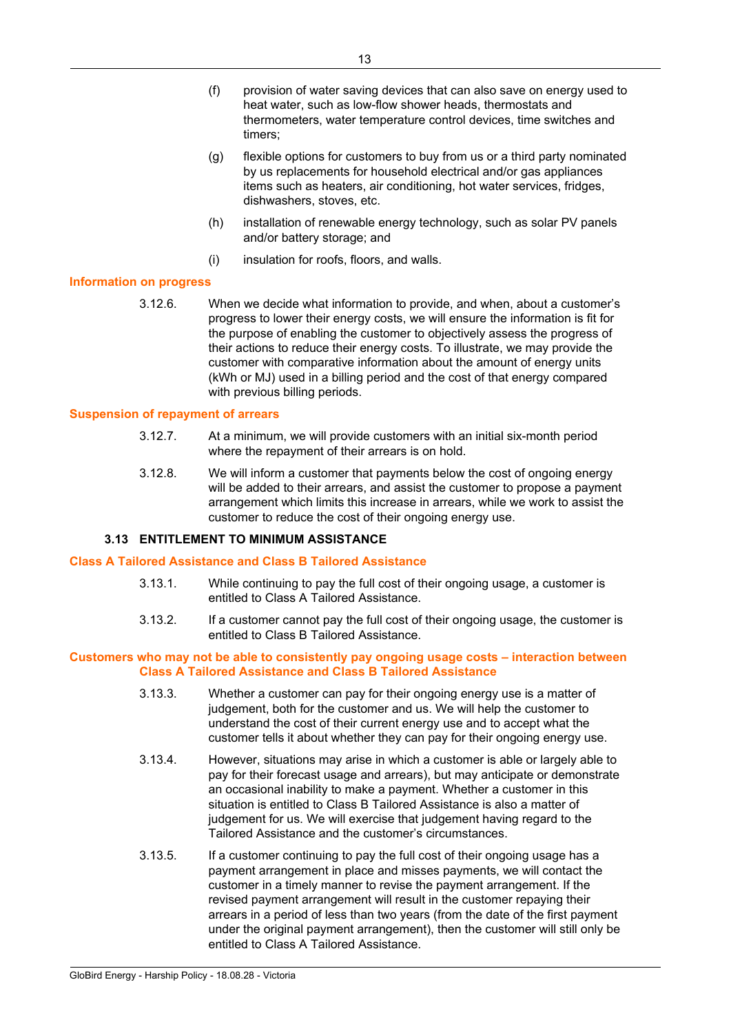(f) provision of water saving devices that can also save on energy used to heat water, such as low-flow shower heads, thermostats and thermometers, water temperature control devices, time switches and timers;

(g) flexible options for customers to buy from us or a third party nominated by us replacements for household electrical and/or gas appliances items such as heaters, air conditioning, hot water services, fridges, dishwashers, stoves, etc.

(h) installation of renewable energy technology, such as solar PV panels and/or battery storage; and

(i) insulation for roofs, floors, and walls.

**Information on progress**

3.12.6. When we decide what information to provide, and when, about a customer's progress to lower their energy costs, we will ensure the information is fit for the purpose of enabling the customer to objectively assess the progress of their actions to reduce their energy costs. To illustrate, we may provide the customer with comparative information about the amount of energy units (kWh or MJ) used in a billing period and the cost of that energy compared with previous billing periods.

**Suspension of repayment of arrears**

3.12.7. At a minimum, we will provide customers with an initial six-month period where the repayment of their arrears is on hold.

3.12.8. We will inform a customer that payments below the cost of ongoing energy will be added to their arrears, and assist the customer to propose a payment arrangement which limits this increase in arrears, while we work to assist the customer to reduce the cost of their ongoing energy use.

## 3.13 ENTITLEMENT TO MINIMUM ASSISTANCE

**Class A Tailored Assistance and Class B Tailored Assistance**

3.13.1. While continuing to pay the full cost of their ongoing usage, a customer is entitled to Class A Tailored Assistance.

3.13.2. If a customer cannot pay the full cost of their ongoing usage, the customer is entitled to Class B Tailored Assistance.

**Customers who may not be able to consistently pay ongoing usage costs – interaction between Class A Tailored Assistance and Class B Tailored Assistance**

3.13.3. Whether a customer can pay for their ongoing energy use is a matter of judgement, both for the customer and us. We will help the customer to understand the cost of their current energy use and to accept what the customer tells it about whether they can pay for their ongoing energy use.

3.13.4. However, situations may arise in which a customer is able or largely able to pay for their forecast usage and arrears), but may anticipate or demonstrate an occasional inability to make a payment. Whether a customer in this situation is entitled to Class B Tailored Assistance is also a matter of judgement for us. We will exercise that judgement having regard to the Tailored Assistance and the customer's circumstances.

3.13.5. If a customer continuing to pay the full cost of their ongoing usage has a payment arrangement in place and misses payments, we will contact the customer in a timely manner to revise the payment arrangement. If the revised payment arrangement will result in the customer repaying their arrears in a period of less than two years (from the date of the first payment under the original payment arrangement), then the customer will still only be entitled to Class A Tailored Assistance.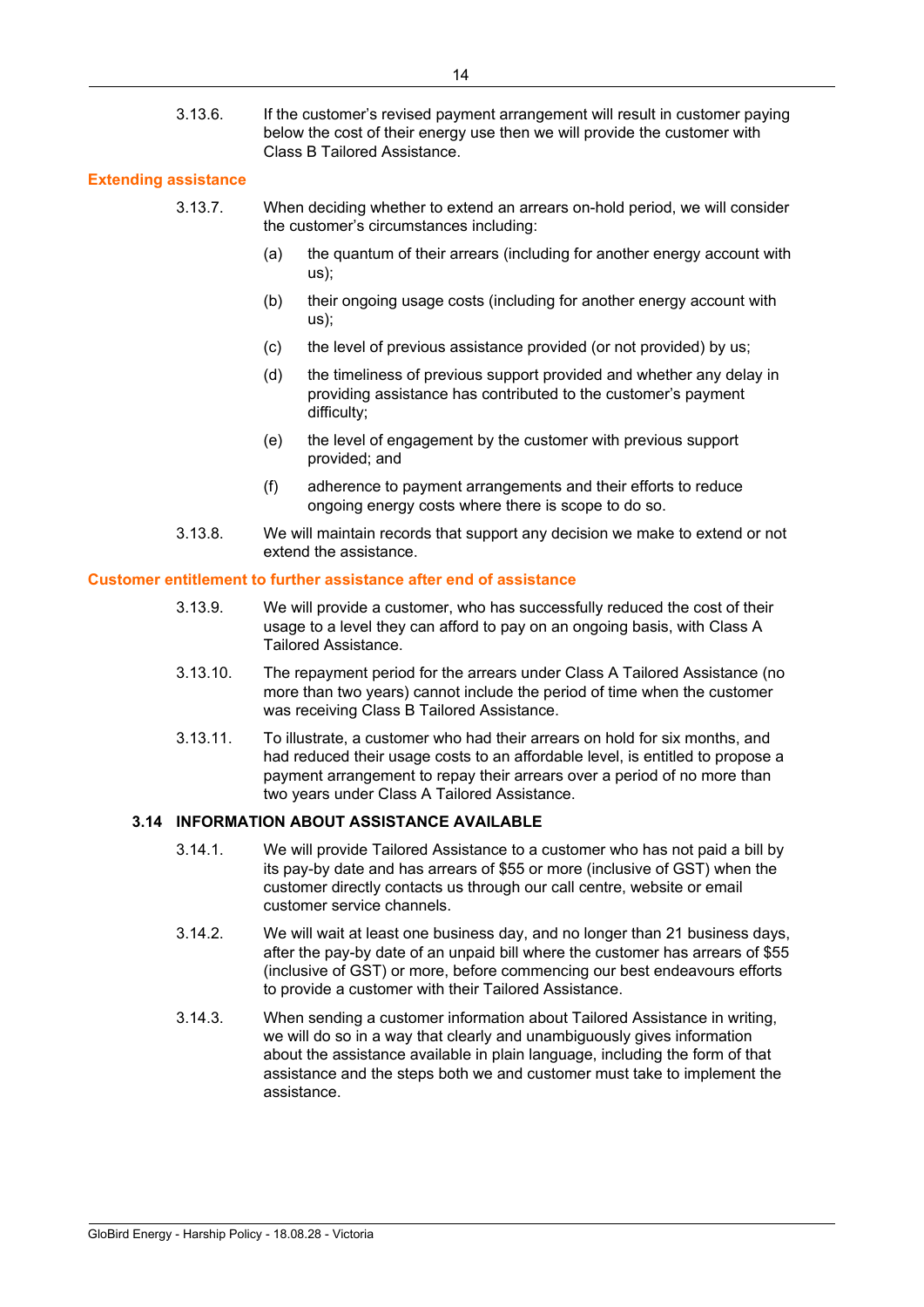3.13.6. If the customer's revised payment arrangement will result in customer paying below the cost of their energy use then we will provide the customer with Class B Tailored Assistance.

**Extending assistance**

3.13.7. When deciding whether to extend an arrears on-hold period, we will consider the customer's circumstances including:

(a) the quantum of their arrears (including for another energy account with us);

(b) their ongoing usage costs (including for another energy account with us);

(c) the level of previous assistance provided (or not provided) by us;

(d) the timeliness of previous support provided and whether any delay in providing assistance has contributed to the customer's payment difficulty;

(e) the level of engagement by the customer with previous support provided; and

(f) adherence to payment arrangements and their efforts to reduce ongoing energy costs where there is scope to do so.

3.13.8. We will maintain records that support any decision we make to extend or not extend the assistance.

**Customer entitlement to further assistance after end of assistance**

3.13.9. We will provide a customer, who has successfully reduced the cost of their usage to a level they can afford to pay on an ongoing basis, with Class A Tailored Assistance.

3.13.10. The repayment period for the arrears under Class A Tailored Assistance (no more than two years) cannot include the period of time when the customer was receiving Class B Tailored Assistance.

3.13.11. To illustrate, a customer who had their arrears on hold for six months, and had reduced their usage costs to an affordable level, is entitled to propose a payment arrangement to repay their arrears over a period of no more than two years under Class A Tailored Assistance.

### 3.14 INFORMATION ABOUT ASSISTANCE AVAILABLE

3.14.1. We will provide Tailored Assistance to a customer who has not paid a bill by its pay-by date and has arrears of $55 or more (inclusive of GST) when the customer directly contacts us through our call centre, website or email customer service channels.

3.14.2. We will wait at least one business day, and no longer than 21 business days, after the pay-by date of an unpaid bill where the customer has arrears of $55 (inclusive of GST) or more, before commencing our best endeavours efforts to provide a customer with their Tailored Assistance.

3.14.3. When sending a customer information about Tailored Assistance in writing, we will do so in a way that clearly and unambiguously gives information about the assistance available in plain language, including the form of that assistance and the steps both we and customer must take to implement the assistance.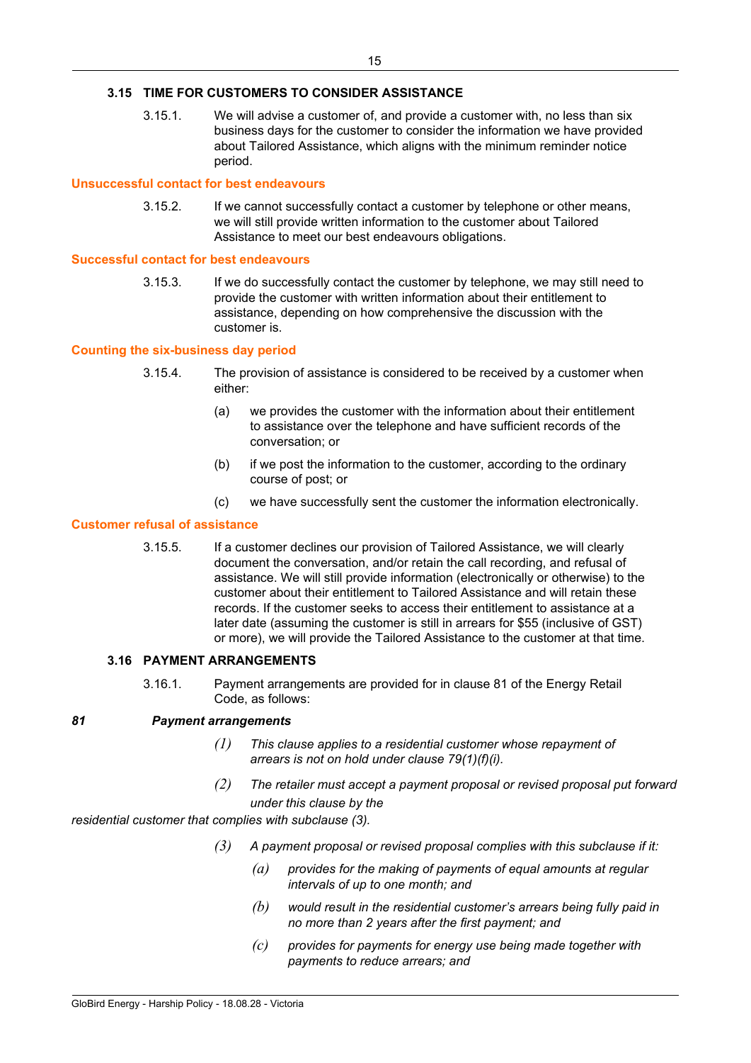### 3.15 TIME FOR CUSTOMERS TO CONSIDER ASSISTANCE

3.15.1. We will advise a customer of, and provide a customer with, no less than six business days for the customer to consider the information we have provided about Tailored Assistance, which aligns with the minimum reminder notice period.

**Unsuccessful contact for best endeavours**

3.15.2. If we cannot successfully contact a customer by telephone or other means, we will still provide written information to the customer about Tailored Assistance to meet our best endeavours obligations.

**Successful contact for best endeavours**

3.15.3. If we do successfully contact the customer by telephone, we may still need to provide the customer with written information about their entitlement to assistance, depending on how comprehensive the discussion with the customer is.

**Counting the six-business day period**

3.15.4. The provision of assistance is considered to be received by a customer when either:

(a) we provides the customer with the information about their entitlement to assistance over the telephone and have sufficient records of the conversation; or

(b) if we post the information to the customer, according to the ordinary course of post; or

(c) we have successfully sent the customer the information electronically.

**Customer refusal of assistance**

3.15.5. If a customer declines our provision of Tailored Assistance, we will clearly document the conversation, and/or retain the call recording, and refusal of assistance. We will still provide information (electronically or otherwise) to the customer about their entitlement to Tailored Assistance and will retain these records. If the customer seeks to access their entitlement to assistance at a later date (assuming the customer is still in arrears for $55 (inclusive of GST) or more), we will provide the Tailored Assistance to the customer at that time.

### 3.16 PAYMENT ARRANGEMENTS

3.16.1. Payment arrangements are provided for in clause 81 of the Energy Retail Code, as follows:

***81 Payment arrangements***

*(1) This clause applies to a residential customer whose repayment of arrears is not on hold under clause 79(1)(f)(i).*

*(2) The retailer must accept a payment proposal or revised proposal put forward under this clause by the residential customer that complies with subclause (3).*

*(3) A payment proposal or revised proposal complies with this subclause if it:*

*(a) provides for the making of payments of equal amounts at regular intervals of up to one month; and*

*(b) would result in the residential customer's arrears being fully paid in no more than 2 years after the first payment; and*

*(c) provides for payments for energy use being made together with payments to reduce arrears; and*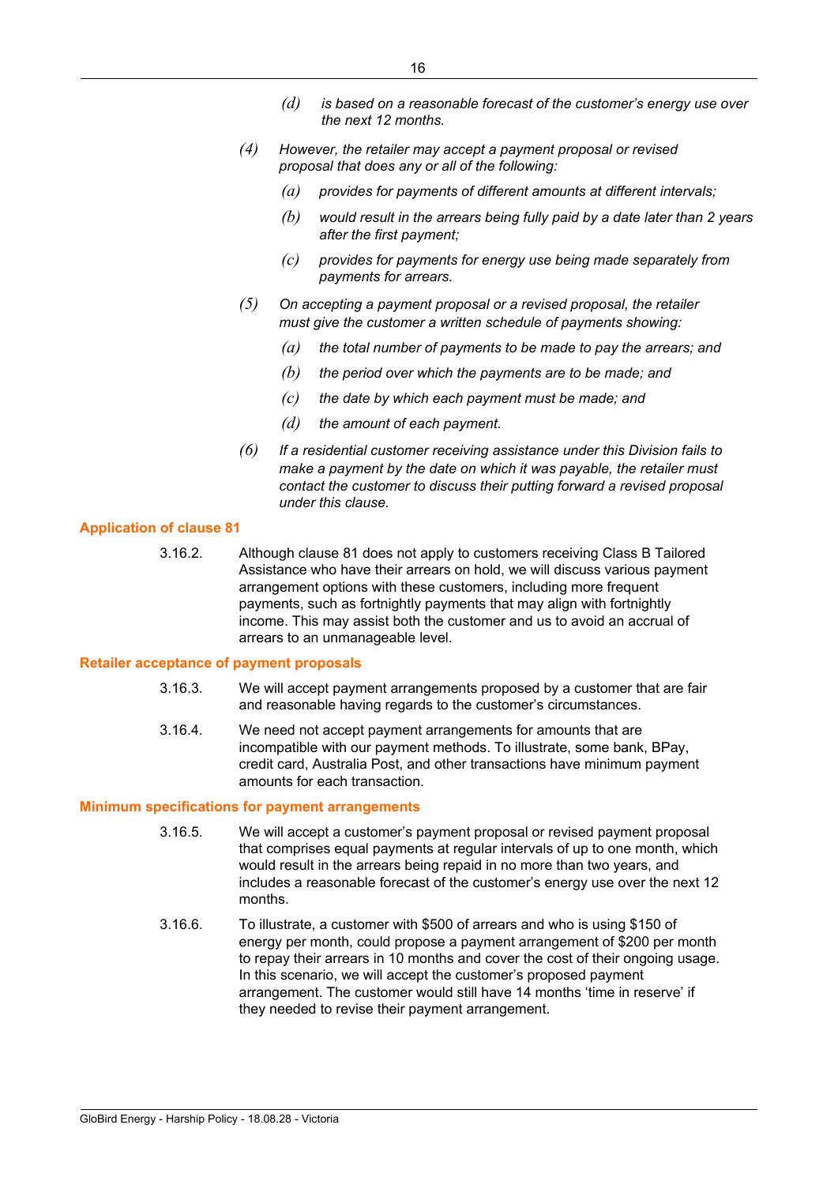*(d) is based on a reasonable forecast of the customer's energy use over the next 12 months.*

*(4) However, the retailer may accept a payment proposal or revised proposal that does any or all of the following:*

*(a) provides for payments of different amounts at different intervals;*

*(b) would result in the arrears being fully paid by a date later than 2 years after the first payment;*

*(c) provides for payments for energy use being made separately from payments for arrears.*

*(5) On accepting a payment proposal or a revised proposal, the retailer must give the customer a written schedule of payments showing:*

*(a) the total number of payments to be made to pay the arrears; and*

*(b) the period over which the payments are to be made; and*

*(c) the date by which each payment must be made; and*

*(d) the amount of each payment.*

*(6) If a residential customer receiving assistance under this Division fails to make a payment by the date on which it was payable, the retailer must contact the customer to discuss their putting forward a revised proposal under this clause.*

### Application of clause 81

3.16.2. Although clause 81 does not apply to customers receiving Class B Tailored Assistance who have their arrears on hold, we will discuss various payment arrangement options with these customers, including more frequent payments, such as fortnightly payments that may align with fortnightly income. This may assist both the customer and us to avoid an accrual of arrears to an unmanageable level.

### Retailer acceptance of payment proposals

3.16.3. We will accept payment arrangements proposed by a customer that are fair and reasonable having regards to the customer's circumstances.

3.16.4. We need not accept payment arrangements for amounts that are incompatible with our payment methods. To illustrate, some bank, BPay, credit card, Australia Post, and other transactions have minimum payment amounts for each transaction.

### Minimum specifications for payment arrangements

3.16.5. We will accept a customer's payment proposal or revised payment proposal that comprises equal payments at regular intervals of up to one month, which would result in the arrears being repaid in no more than two years, and includes a reasonable forecast of the customer's energy use over the next 12 months.

3.16.6. To illustrate, a customer with $500 of arrears and who is using $150 of energy per month, could propose a payment arrangement of $200 per month to repay their arrears in 10 months and cover the cost of their ongoing usage. In this scenario, we will accept the customer's proposed payment arrangement. The customer would still have 14 months 'time in reserve' if they needed to revise their payment arrangement.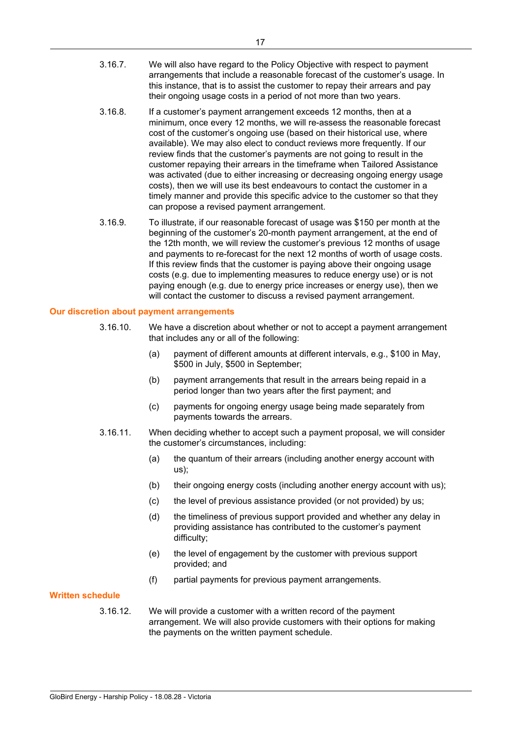3.16.7. We will also have regard to the Policy Objective with respect to payment arrangements that include a reasonable forecast of the customer's usage. In this instance, that is to assist the customer to repay their arrears and pay their ongoing usage costs in a period of not more than two years.

3.16.8. If a customer's payment arrangement exceeds 12 months, then at a minimum, once every 12 months, we will re-assess the reasonable forecast cost of the customer's ongoing use (based on their historical use, where available). We may also elect to conduct reviews more frequently. If our review finds that the customer's payments are not going to result in the customer repaying their arrears in the timeframe when Tailored Assistance was activated (due to either increasing or decreasing ongoing energy usage costs), then we will use its best endeavours to contact the customer in a timely manner and provide this specific advice to the customer so that they can propose a revised payment arrangement.

3.16.9. To illustrate, if our reasonable forecast of usage was $150 per month at the beginning of the customer's 20-month payment arrangement, at the end of the 12th month, we will review the customer's previous 12 months of usage and payments to re-forecast for the next 12 months of worth of usage costs. If this review finds that the customer is paying above their ongoing usage costs (e.g. due to implementing measures to reduce energy use) or is not paying enough (e.g. due to energy price increases or energy use), then we will contact the customer to discuss a revised payment arrangement.

### Our discretion about payment arrangements

3.16.10. We have a discretion about whether or not to accept a payment arrangement that includes any or all of the following:

(a) payment of different amounts at different intervals, e.g., $100 in May, $500 in July, $500 in September;

(b) payment arrangements that result in the arrears being repaid in a period longer than two years after the first payment; and

(c) payments for ongoing energy usage being made separately from payments towards the arrears.

3.16.11. When deciding whether to accept such a payment proposal, we will consider the customer's circumstances, including:

(a) the quantum of their arrears (including another energy account with us);

(b) their ongoing energy costs (including another energy account with us);

(c) the level of previous assistance provided (or not provided) by us;

(d) the timeliness of previous support provided and whether any delay in providing assistance has contributed to the customer's payment difficulty;

(e) the level of engagement by the customer with previous support provided; and

(f) partial payments for previous payment arrangements.

### Written schedule

3.16.12. We will provide a customer with a written record of the payment arrangement. We will also provide customers with their options for making the payments on the written payment schedule.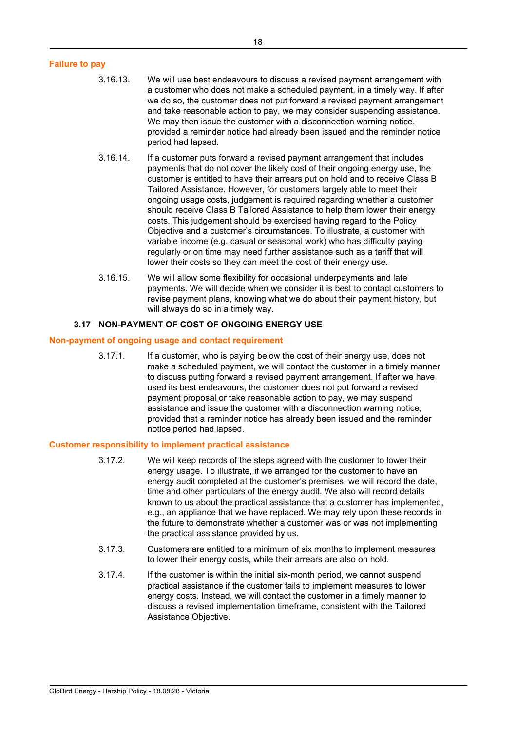**Failure to pay**

3.16.13. We will use best endeavours to discuss a revised payment arrangement with a customer who does not make a scheduled payment, in a timely way. If after we do so, the customer does not put forward a revised payment arrangement and take reasonable action to pay, we may consider suspending assistance. We may then issue the customer with a disconnection warning notice, provided a reminder notice had already been issued and the reminder notice period had lapsed.

3.16.14. If a customer puts forward a revised payment arrangement that includes payments that do not cover the likely cost of their ongoing energy use, the customer is entitled to have their arrears put on hold and to receive Class B Tailored Assistance. However, for customers largely able to meet their ongoing usage costs, judgement is required regarding whether a customer should receive Class B Tailored Assistance to help them lower their energy costs. This judgement should be exercised having regard to the Policy Objective and a customer's circumstances. To illustrate, a customer with variable income (e.g. casual or seasonal work) who has difficulty paying regularly or on time may need further assistance such as a tariff that will lower their costs so they can meet the cost of their energy use.

3.16.15. We will allow some flexibility for occasional underpayments and late payments. We will decide when we consider it is best to contact customers to revise payment plans, knowing what we do about their payment history, but will always do so in a timely way.

## 3.17 NON-PAYMENT OF COST OF ONGOING ENERGY USE

**Non-payment of ongoing usage and contact requirement**

3.17.1. If a customer, who is paying below the cost of their energy use, does not make a scheduled payment, we will contact the customer in a timely manner to discuss putting forward a revised payment arrangement. If after we have used its best endeavours, the customer does not put forward a revised payment proposal or take reasonable action to pay, we may suspend assistance and issue the customer with a disconnection warning notice, provided that a reminder notice has already been issued and the reminder notice period had lapsed.

**Customer responsibility to implement practical assistance**

3.17.2. We will keep records of the steps agreed with the customer to lower their energy usage. To illustrate, if we arranged for the customer to have an energy audit completed at the customer's premises, we will record the date, time and other particulars of the energy audit. We also will record details known to us about the practical assistance that a customer has implemented, e.g., an appliance that we have replaced. We may rely upon these records in the future to demonstrate whether a customer was or was not implementing the practical assistance provided by us.

3.17.3. Customers are entitled to a minimum of six months to implement measures to lower their energy costs, while their arrears are also on hold.

3.17.4. If the customer is within the initial six-month period, we cannot suspend practical assistance if the customer fails to implement measures to lower energy costs. Instead, we will contact the customer in a timely manner to discuss a revised implementation timeframe, consistent with the Tailored Assistance Objective.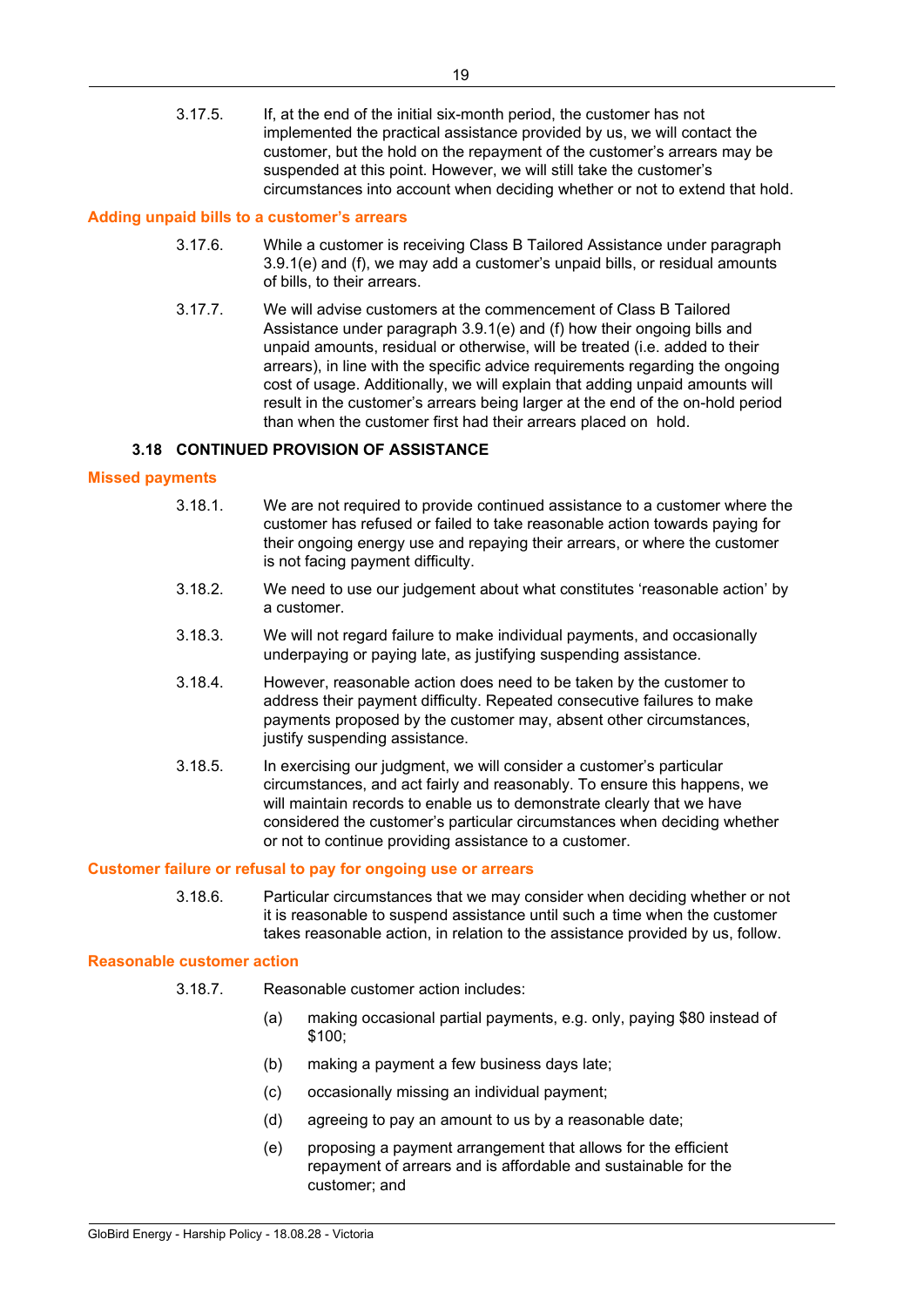3.17.5. If, at the end of the initial six-month period, the customer has not implemented the practical assistance provided by us, we will contact the customer, but the hold on the repayment of the customer's arrears may be suspended at this point. However, we will still take the customer's circumstances into account when deciding whether or not to extend that hold.

**Adding unpaid bills to a customer's arrears**

3.17.6. While a customer is receiving Class B Tailored Assistance under paragraph 3.9.1(e) and (f), we may add a customer's unpaid bills, or residual amounts of bills, to their arrears.

3.17.7. We will advise customers at the commencement of Class B Tailored Assistance under paragraph 3.9.1(e) and (f) how their ongoing bills and unpaid amounts, residual or otherwise, will be treated (i.e. added to their arrears), in line with the specific advice requirements regarding the ongoing cost of usage. Additionally, we will explain that adding unpaid amounts will result in the customer's arrears being larger at the end of the on-hold period than when the customer first had their arrears placed on hold.

### 3.18 CONTINUED PROVISION OF ASSISTANCE

**Missed payments**

3.18.1. We are not required to provide continued assistance to a customer where the customer has refused or failed to take reasonable action towards paying for their ongoing energy use and repaying their arrears, or where the customer is not facing payment difficulty.

3.18.2. We need to use our judgement about what constitutes 'reasonable action' by a customer.

3.18.3. We will not regard failure to make individual payments, and occasionally underpaying or paying late, as justifying suspending assistance.

3.18.4. However, reasonable action does need to be taken by the customer to address their payment difficulty. Repeated consecutive failures to make payments proposed by the customer may, absent other circumstances, justify suspending assistance.

3.18.5. In exercising our judgment, we will consider a customer's particular circumstances, and act fairly and reasonably. To ensure this happens, we will maintain records to enable us to demonstrate clearly that we have considered the customer's particular circumstances when deciding whether or not to continue providing assistance to a customer.

**Customer failure or refusal to pay for ongoing use or arrears**

3.18.6. Particular circumstances that we may consider when deciding whether or not it is reasonable to suspend assistance until such a time when the customer takes reasonable action, in relation to the assistance provided by us, follow.

**Reasonable customer action**

3.18.7. Reasonable customer action includes:

(a) making occasional partial payments, e.g. only, paying $80 instead of $100;

(b) making a payment a few business days late;

(c) occasionally missing an individual payment;

(d) agreeing to pay an amount to us by a reasonable date;

(e) proposing a payment arrangement that allows for the efficient repayment of arrears and is affordable and sustainable for the customer; and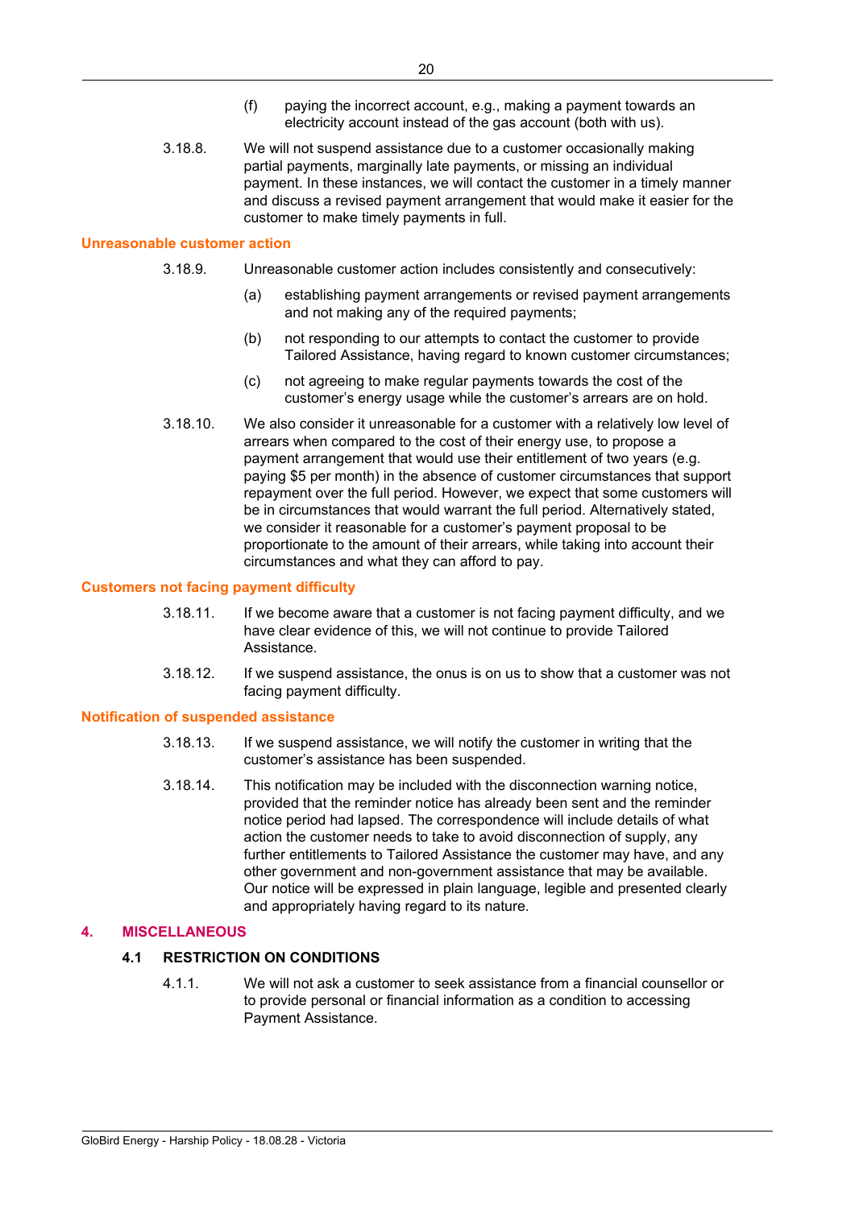(f) paying the incorrect account, e.g., making a payment towards an electricity account instead of the gas account (both with us).

3.18.8. We will not suspend assistance due to a customer occasionally making partial payments, marginally late payments, or missing an individual payment. In these instances, we will contact the customer in a timely manner and discuss a revised payment arrangement that would make it easier for the customer to make timely payments in full.

**Unreasonable customer action**

3.18.9. Unreasonable customer action includes consistently and consecutively:

(a) establishing payment arrangements or revised payment arrangements and not making any of the required payments;

(b) not responding to our attempts to contact the customer to provide Tailored Assistance, having regard to known customer circumstances;

(c) not agreeing to make regular payments towards the cost of the customer's energy usage while the customer's arrears are on hold.

3.18.10. We also consider it unreasonable for a customer with a relatively low level of arrears when compared to the cost of their energy use, to propose a payment arrangement that would use their entitlement of two years (e.g. paying $5 per month) in the absence of customer circumstances that support repayment over the full period. However, we expect that some customers will be in circumstances that would warrant the full period. Alternatively stated, we consider it reasonable for a customer's payment proposal to be proportionate to the amount of their arrears, while taking into account their circumstances and what they can afford to pay.

**Customers not facing payment difficulty**

3.18.11. If we become aware that a customer is not facing payment difficulty, and we have clear evidence of this, we will not continue to provide Tailored Assistance.

3.18.12. If we suspend assistance, the onus is on us to show that a customer was not facing payment difficulty.

**Notification of suspended assistance**

3.18.13. If we suspend assistance, we will notify the customer in writing that the customer's assistance has been suspended.

3.18.14. This notification may be included with the disconnection warning notice, provided that the reminder notice has already been sent and the reminder notice period had lapsed. The correspondence will include details of what action the customer needs to take to avoid disconnection of supply, any further entitlements to Tailored Assistance the customer may have, and any other government and non-government assistance that may be available. Our notice will be expressed in plain language, legible and presented clearly and appropriately having regard to its nature.

# 4. MISCELLANEOUS

## 4.1 RESTRICTION ON CONDITIONS

4.1.1. We will not ask a customer to seek assistance from a financial counsellor or to provide personal or financial information as a condition to accessing Payment Assistance.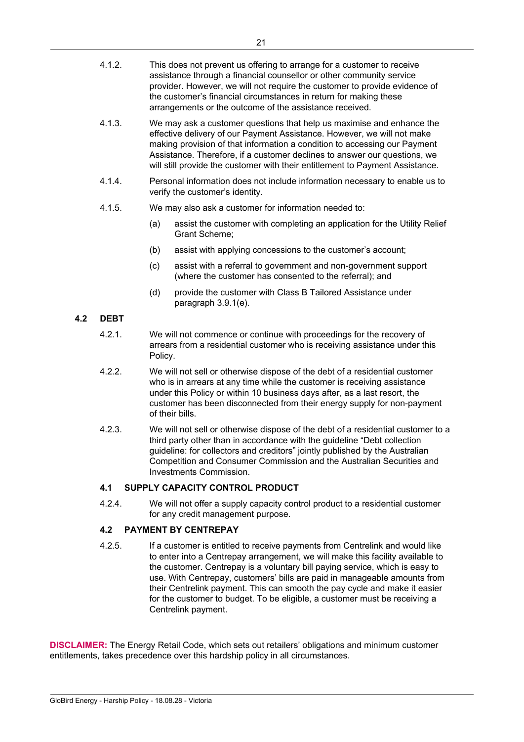4.1.2. This does not prevent us offering to arrange for a customer to receive assistance through a financial counsellor or other community service provider. However, we will not require the customer to provide evidence of the customer's financial circumstances in return for making these arrangements or the outcome of the assistance received.

4.1.3. We may ask a customer questions that help us maximise and enhance the effective delivery of our Payment Assistance. However, we will not make making provision of that information a condition to accessing our Payment Assistance. Therefore, if a customer declines to answer our questions, we will still provide the customer with their entitlement to Payment Assistance.

4.1.4. Personal information does not include information necessary to enable us to verify the customer's identity.

4.1.5. We may also ask a customer for information needed to:

(a) assist the customer with completing an application for the Utility Relief Grant Scheme;

(b) assist with applying concessions to the customer's account;

(c) assist with a referral to government and non-government support (where the customer has consented to the referral); and

(d) provide the customer with Class B Tailored Assistance under paragraph 3.9.1(e).

## 4.2 DEBT

4.2.1. We will not commence or continue with proceedings for the recovery of arrears from a residential customer who is receiving assistance under this Policy.

4.2.2. We will not sell or otherwise dispose of the debt of a residential customer who is in arrears at any time while the customer is receiving assistance under this Policy or within 10 business days after, as a last resort, the customer has been disconnected from their energy supply for non-payment of their bills.

4.2.3. We will not sell or otherwise dispose of the debt of a residential customer to a third party other than in accordance with the guideline "Debt collection guideline: for collectors and creditors" jointly published by the Australian Competition and Consumer Commission and the Australian Securities and Investments Commission.

### 4.1 SUPPLY CAPACITY CONTROL PRODUCT

4.2.4. We will not offer a supply capacity control product to a residential customer for any credit management purpose.

### 4.2 PAYMENT BY CENTREPAY

4.2.5. If a customer is entitled to receive payments from Centrelink and would like to enter into a Centrepay arrangement, we will make this facility available to the customer. Centrepay is a voluntary bill paying service, which is easy to use. With Centrepay, customers' bills are paid in manageable amounts from their Centrelink payment. This can smooth the pay cycle and make it easier for the customer to budget. To be eligible, a customer must be receiving a Centrelink payment.

**DISCLAIMER:** The Energy Retail Code, which sets out retailers' obligations and minimum customer entitlements, takes precedence over this hardship policy in all circumstances.